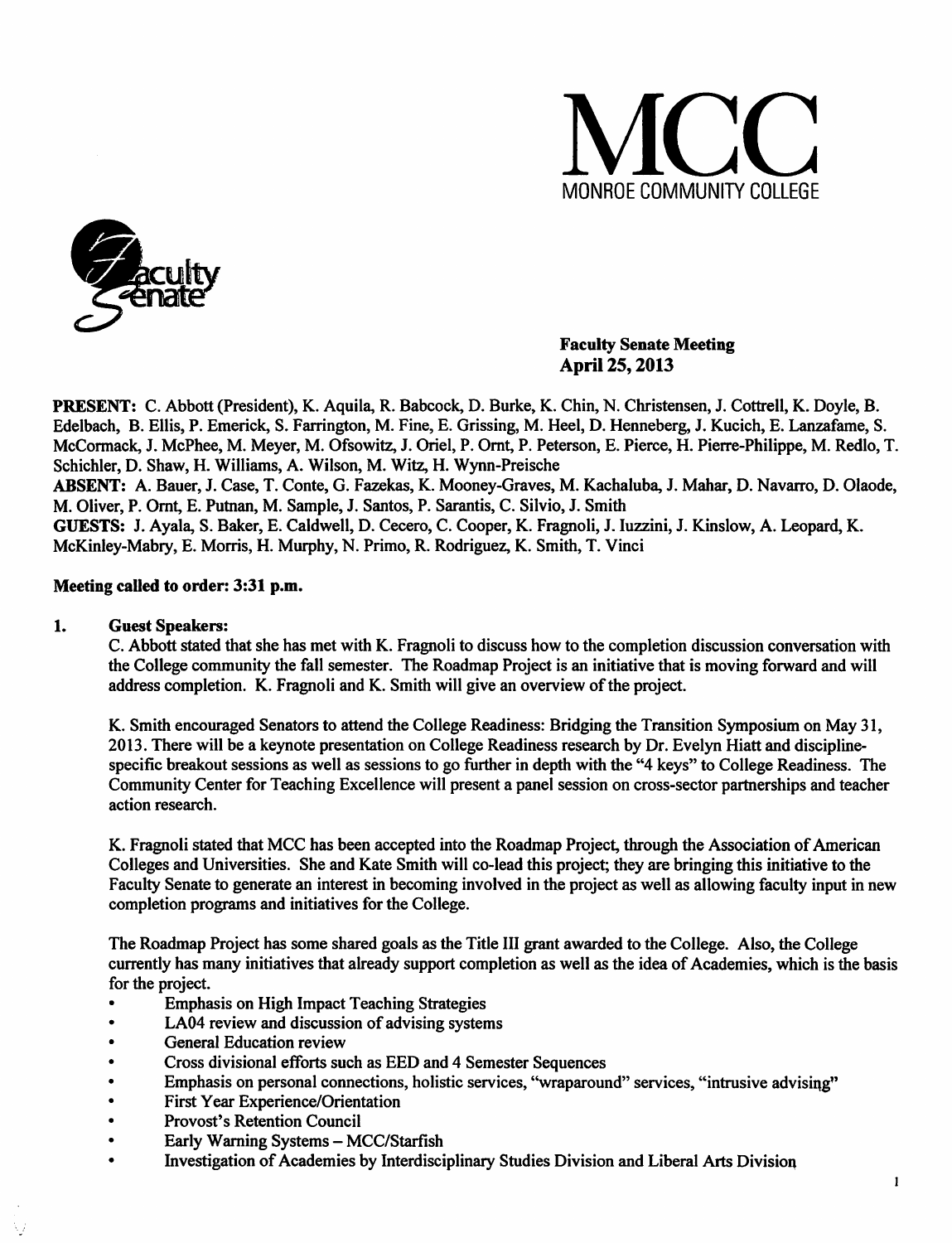# MCC
MONROE COMMUNITY COLLEGE

Faculty Senate

**Faculty Senate Meeting**
**April 25, 2013**

**PRESENT:** C. Abbott (President), K. Aquila, R. Babcock, D. Burke, K. Chin, N. Christensen, J. Cottrell, K. Doyle, B. Edelbach, B. Ellis, P. Emerick, S. Farrington, M. Fine, E. Grissing, M. Heel, D. Henneberg, J. Kucich, E. Lanzafame, S. McCormack, J. McPhee, M. Meyer, M. Ofsowitz, J. Oriel, P. Ornt, P. Peterson, E. Pierce, H. Pierre-Philippe, M. Redlo, T. Schichler, D. Shaw, H. Williams, A. Wilson, M. Witz, H. Wynn-Preische
**ABSENT:** A. Bauer, J. Case, T. Conte, G. Fazekas, K. Mooney-Graves, M. Kachaluba, J. Mahar, D. Navarro, D. Olaode, M. Oliver, P. Ornt, E. Putnan, M. Sample, J. Santos, P. Sarantis, C. Silvio, J. Smith
**GUESTS:** J. Ayala, S. Baker, E. Caldwell, D. Cecero, C. Cooper, K. Fragnoli, J. Iuzzini, J. Kinslow, A. Leopard, K. McKinley-Mabry, E. Morris, H. Murphy, N. Primo, R. Rodriguez, K. Smith, T. Vinci

**Meeting called to order: 3:31 p.m.**

1. **Guest Speakers:**

C. Abbott stated that she has met with K. Fragnoli to discuss how to the completion discussion conversation with the College community the fall semester. The Roadmap Project is an initiative that is moving forward and will address completion. K. Fragnoli and K. Smith will give an overview of the project.

K. Smith encouraged Senators to attend the College Readiness: Bridging the Transition Symposium on May 31, 2013. There will be a keynote presentation on College Readiness research by Dr. Evelyn Hiatt and discipline-specific breakout sessions as well as sessions to go further in depth with the "4 keys" to College Readiness. The Community Center for Teaching Excellence will present a panel session on cross-sector partnerships and teacher action research.

K. Fragnoli stated that MCC has been accepted into the Roadmap Project, through the Association of American Colleges and Universities. She and Kate Smith will co-lead this project; they are bringing this initiative to the Faculty Senate to generate an interest in becoming involved in the project as well as allowing faculty input in new completion programs and initiatives for the College.

The Roadmap Project has some shared goals as the Title III grant awarded to the College. Also, the College currently has many initiatives that already support completion as well as the idea of Academies, which is the basis for the project.

- Emphasis on High Impact Teaching Strategies
- LA04 review and discussion of advising systems
- General Education review
- Cross divisional efforts such as EED and 4 Semester Sequences
- Emphasis on personal connections, holistic services, "wraparound" services, "intrusive advising"
- First Year Experience/Orientation
- Provost's Retention Council
- Early Warning Systems – MCC/Starfish
- Investigation of Academies by Interdisciplinary Studies Division and Liberal Arts Division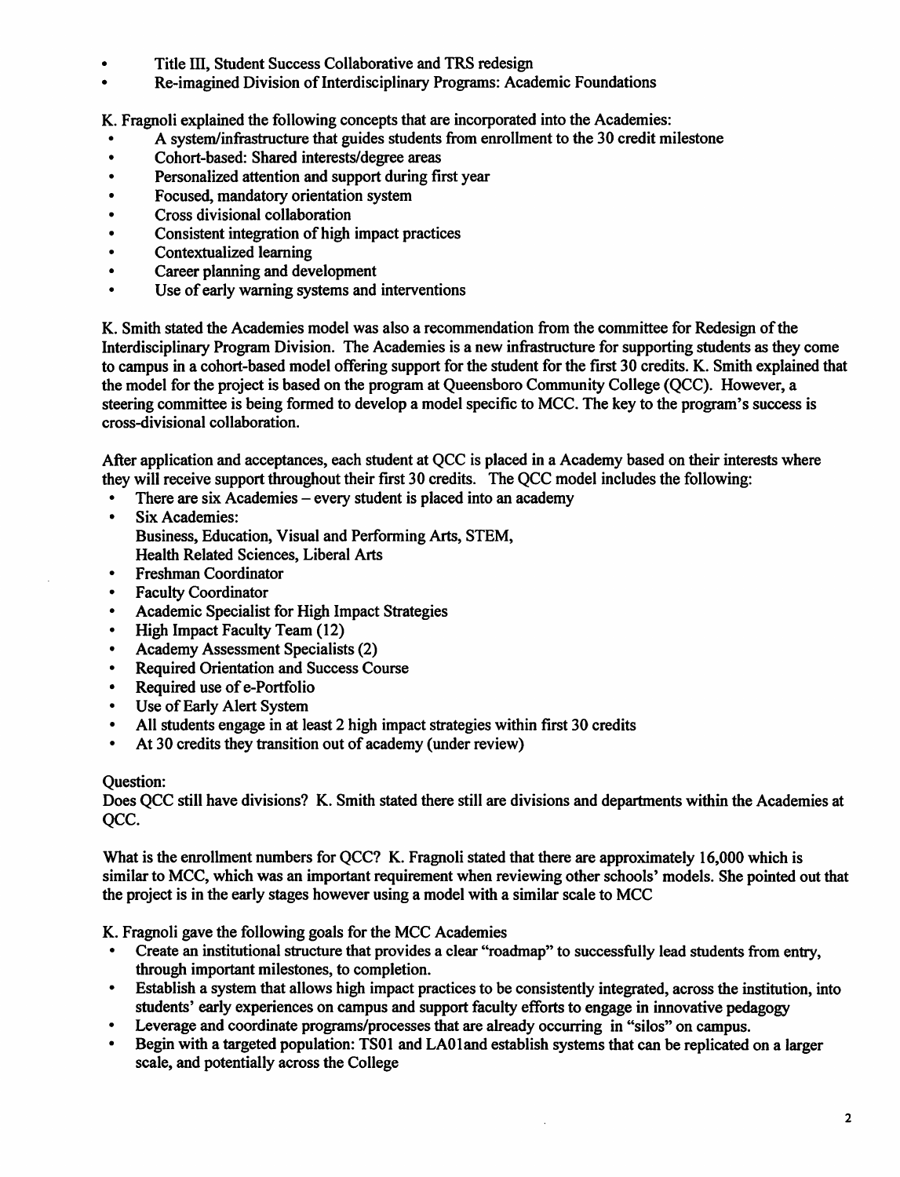- Title III, Student Success Collaborative and TRS redesign
- Re-imagined Division of Interdisciplinary Programs: Academic Foundations

K. Fragnoli explained the following concepts that are incorporated into the Academies:

- A system/infrastructure that guides students from enrollment to the 30 credit milestone
- Cohort-based: Shared interests/degree areas
- Personalized attention and support during first year
- Focused, mandatory orientation system
- Cross divisional collaboration
- Consistent integration of high impact practices
- Contextualized learning
- Career planning and development
- Use of early warning systems and interventions

K. Smith stated the Academies model was also a recommendation from the committee for Redesign of the Interdisciplinary Program Division. The Academies is a new infrastructure for supporting students as they come to campus in a cohort-based model offering support for the student for the first 30 credits. K. Smith explained that the model for the project is based on the program at Queensboro Community College (QCC). However, a steering committee is being formed to develop a model specific to MCC. The key to the program's success is cross-divisional collaboration.

After application and acceptances, each student at QCC is placed in a Academy based on their interests where they will receive support throughout their first 30 credits. The QCC model includes the following:

- There are six Academies – every student is placed into an academy
- Six Academies:
  Business, Education, Visual and Performing Arts, STEM,
  Health Related Sciences, Liberal Arts
- Freshman Coordinator
- Faculty Coordinator
- Academic Specialist for High Impact Strategies
- High Impact Faculty Team (12)
- Academy Assessment Specialists (2)
- Required Orientation and Success Course
- Required use of e-Portfolio
- Use of Early Alert System
- All students engage in at least 2 high impact strategies within first 30 credits
- At 30 credits they transition out of academy (under review)

Question:
Does QCC still have divisions? K. Smith stated there still are divisions and departments within the Academies at QCC.

What is the enrollment numbers for QCC? K. Fragnoli stated that there are approximately 16,000 which is similar to MCC, which was an important requirement when reviewing other schools' models. She pointed out that the project is in the early stages however using a model with a similar scale to MCC

K. Fragnoli gave the following goals for the MCC Academies

- Create an institutional structure that provides a clear "roadmap" to successfully lead students from entry, through important milestones, to completion.
- Establish a system that allows high impact practices to be consistently integrated, across the institution, into students' early experiences on campus and support faculty efforts to engage in innovative pedagogy
- Leverage and coordinate programs/processes that are already occurring in "silos" on campus.
- Begin with a targeted population: TS01 and LA01and establish systems that can be replicated on a larger scale, and potentially across the College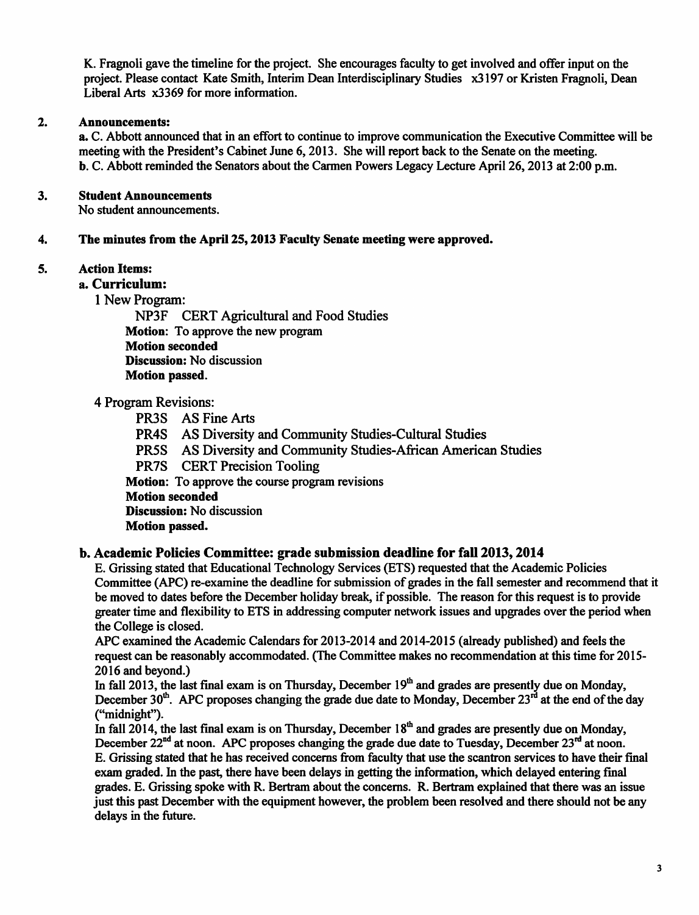K. Fragnoli gave the timeline for the project. She encourages faculty to get involved and offer input on the project. Please contact Kate Smith, Interim Dean Interdisciplinary Studies x3197 or Kristen Fragnoli, Dean Liberal Arts x3369 for more information.

**2. Announcements:**

**a.** C. Abbott announced that in an effort to continue to improve communication the Executive Committee will be meeting with the President's Cabinet June 6, 2013. She will report back to the Senate on the meeting.
**b.** C. Abbott reminded the Senators about the Carmen Powers Legacy Lecture April 26, 2013 at 2:00 p.m.

**3. Student Announcements**

No student announcements.

**4. The minutes from the April 25, 2013 Faculty Senate meeting were approved.**

**5. Action Items:**

**a. Curriculum:**

1 New Program:

NP3F CERT Agricultural and Food Studies
**Motion**: To approve the new program
**Motion seconded**
**Discussion:** No discussion
**Motion passed**.

4 Program Revisions:

PR3S AS Fine Arts
PR4S AS Diversity and Community Studies-Cultural Studies
PR5S AS Diversity and Community Studies-African American Studies
PR7S CERT Precision Tooling
**Motion**: To approve the course program revisions
**Motion seconded**
**Discussion:** No discussion
**Motion passed.**

**b. Academic Policies Committee: grade submission deadline for fall 2013, 2014**

E. Grissing stated that Educational Technology Services (ETS) requested that the Academic Policies Committee (APC) re-examine the deadline for submission of grades in the fall semester and recommend that it be moved to dates before the December holiday break, if possible. The reason for this request is to provide greater time and flexibility to ETS in addressing computer network issues and upgrades over the period when the College is closed.

APC examined the Academic Calendars for 2013-2014 and 2014-2015 (already published) and feels the request can be reasonably accommodated. (The Committee makes no recommendation at this time for 2015-2016 and beyond.)

In fall 2013, the last final exam is on Thursday, December 19th and grades are presently due on Monday, December 30th. APC proposes changing the grade due date to Monday, December 23rd at the end of the day ("midnight").

In fall 2014, the last final exam is on Thursday, December 18th and grades are presently due on Monday, December 22nd at noon. APC proposes changing the grade due date to Tuesday, December 23rd at noon.

E. Grissing stated that he has received concerns from faculty that use the scantron services to have their final exam graded. In the past, there have been delays in getting the information, which delayed entering final grades. E. Grissing spoke with R. Bertram about the concerns. R. Bertram explained that there was an issue just this past December with the equipment however, the problem been resolved and there should not be any delays in the future.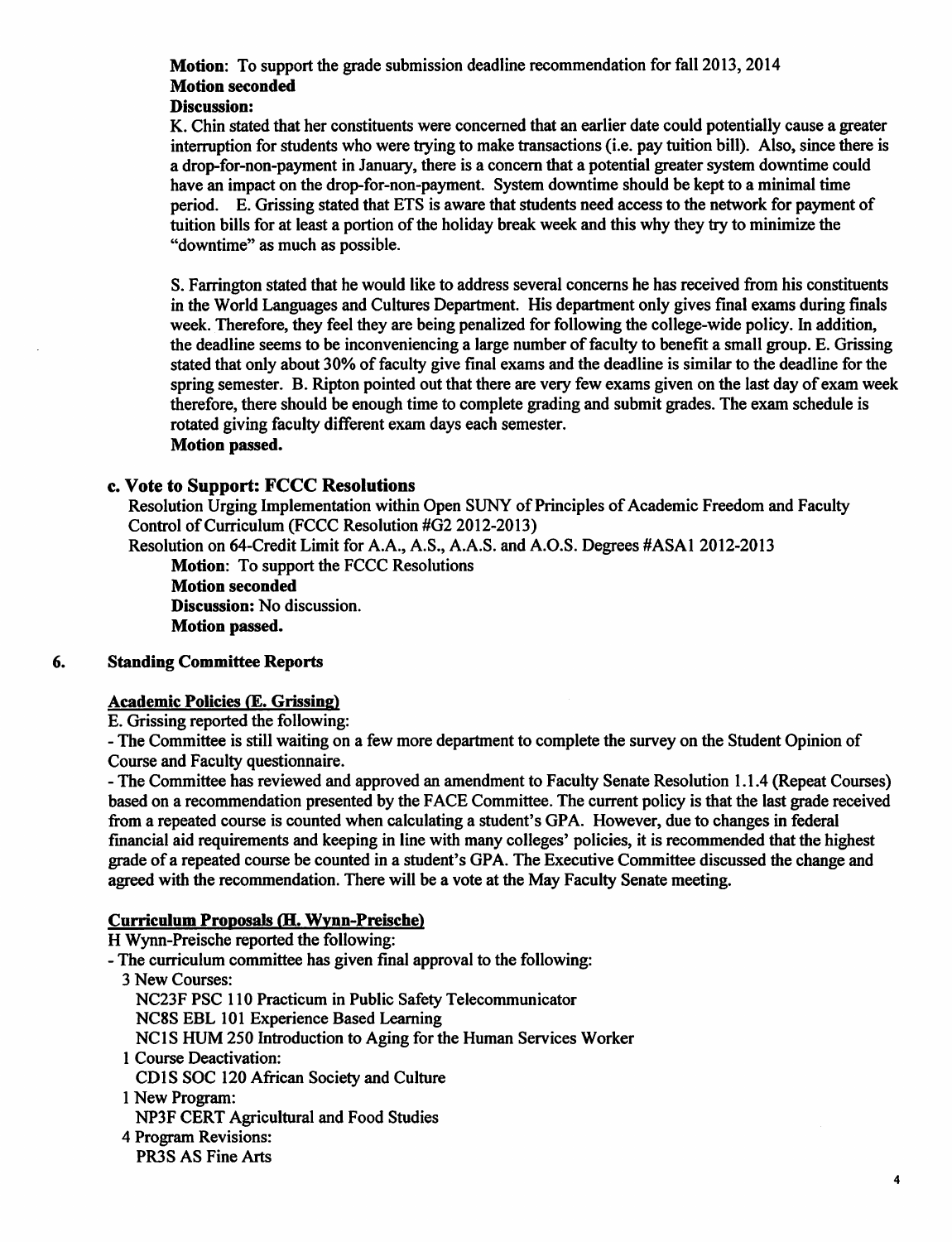**Motion**: To support the grade submission deadline recommendation for fall 2013, 2014
**Motion seconded**
**Discussion:**
K. Chin stated that her constituents were concerned that an earlier date could potentially cause a greater interruption for students who were trying to make transactions (i.e. pay tuition bill). Also, since there is a drop-for-non-payment in January, there is a concern that a potential greater system downtime could have an impact on the drop-for-non-payment. System downtime should be kept to a minimal time period. E. Grissing stated that ETS is aware that students need access to the network for payment of tuition bills for at least a portion of the holiday break week and this why they try to minimize the "downtime" as much as possible.

S. Farrington stated that he would like to address several concerns he has received from his constituents in the World Languages and Cultures Department. His department only gives final exams during finals week. Therefore, they feel they are being penalized for following the college-wide policy. In addition, the deadline seems to be inconveniencing a large number of faculty to benefit a small group. E. Grissing stated that only about 30% of faculty give final exams and the deadline is similar to the deadline for the spring semester. B. Ripton pointed out that there are very few exams given on the last day of exam week therefore, there should be enough time to complete grading and submit grades. The exam schedule is rotated giving faculty different exam days each semester.
**Motion passed.**

### c. Vote to Support: FCCC Resolutions

Resolution Urging Implementation within Open SUNY of Principles of Academic Freedom and Faculty Control of Curriculum (FCCC Resolution #G2 2012-2013)
Resolution on 64-Credit Limit for A.A., A.S., A.A.S. and A.O.S. Degrees #ASA1 2012-2013

**Motion**: To support the FCCC Resolutions
**Motion seconded**
**Discussion:** No discussion.
**Motion passed.**

## 6. Standing Committee Reports

**Academic Policies (E. Grissing)**

E. Grissing reported the following:

- The Committee is still waiting on a few more department to complete the survey on the Student Opinion of Course and Faculty questionnaire.
- The Committee has reviewed and approved an amendment to Faculty Senate Resolution 1.1.4 (Repeat Courses) based on a recommendation presented by the FACE Committee. The current policy is that the last grade received from a repeated course is counted when calculating a student's GPA. However, due to changes in federal financial aid requirements and keeping in line with many colleges' policies, it is recommended that the highest grade of a repeated course be counted in a student's GPA. The Executive Committee discussed the change and agreed with the recommendation. There will be a vote at the May Faculty Senate meeting.

**Curriculum Proposals (H. Wynn-Preische)**

H Wynn-Preische reported the following:

- The curriculum committee has given final approval to the following:
  - 3 New Courses:
    - NC23F PSC 110 Practicum in Public Safety Telecommunicator
    - NC8S EBL 101 Experience Based Learning
    - NC1S HUM 250 Introduction to Aging for the Human Services Worker
  - 1 Course Deactivation:
    - CD1S SOC 120 African Society and Culture
  - 1 New Program:
    - NP3F CERT Agricultural and Food Studies
  - 4 Program Revisions:
    - PR3S AS Fine Arts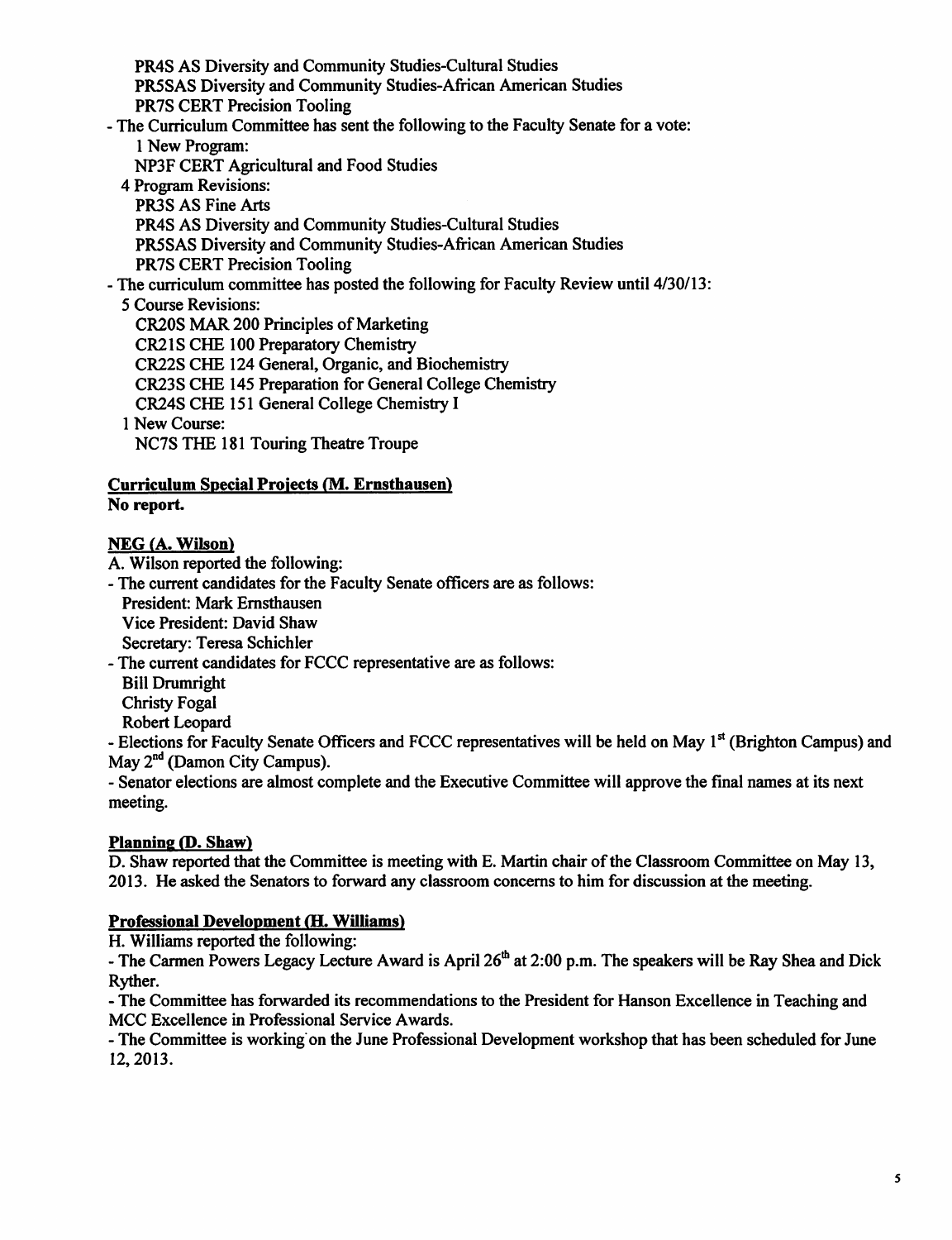PR4S AS Diversity and Community Studies-Cultural Studies
PR5SAS Diversity and Community Studies-African American Studies
PR7S CERT Precision Tooling

- The Curriculum Committee has sent the following to the Faculty Senate for a vote:
  - 1 New Program:
    - NP3F CERT Agricultural and Food Studies
  - 4 Program Revisions:
    - PR3S AS Fine Arts
    - PR4S AS Diversity and Community Studies-Cultural Studies
    - PR5SAS Diversity and Community Studies-African American Studies
    - PR7S CERT Precision Tooling
- The curriculum committee has posted the following for Faculty Review until 4/30/13:
  - 5 Course Revisions:
    - CR20S MAR 200 Principles of Marketing
    - CR21S CHE 100 Preparatory Chemistry
    - CR22S CHE 124 General, Organic, and Biochemistry
    - CR23S CHE 145 Preparation for General College Chemistry
    - CR24S CHE 151 General College Chemistry I
  - 1 New Course:
    - NC7S THE 181 Touring Theatre Troupe

**Curriculum Special Projects (M. Ernsthausen)**

**No report.**

**NEG (A. Wilson)**

A. Wilson reported the following:

- The current candidates for the Faculty Senate officers are as follows:
  - President: Mark Ernsthausen
  - Vice President: David Shaw
  - Secretary: Teresa Schichler
- The current candidates for FCCC representative are as follows:
  - Bill Drumright
  - Christy Fogal
  - Robert Leopard
- Elections for Faculty Senate Officers and FCCC representatives will be held on May 1st (Brighton Campus) and May 2nd (Damon City Campus).
- Senator elections are almost complete and the Executive Committee will approve the final names at its next meeting.

**Planning (D. Shaw)**

D. Shaw reported that the Committee is meeting with E. Martin chair of the Classroom Committee on May 13, 2013. He asked the Senators to forward any classroom concerns to him for discussion at the meeting.

**Professional Development (H. Williams)**

H. Williams reported the following:

- The Carmen Powers Legacy Lecture Award is April 26th at 2:00 p.m. The speakers will be Ray Shea and Dick Ryther.
- The Committee has forwarded its recommendations to the President for Hanson Excellence in Teaching and MCC Excellence in Professional Service Awards.
- The Committee is working on the June Professional Development workshop that has been scheduled for June 12, 2013.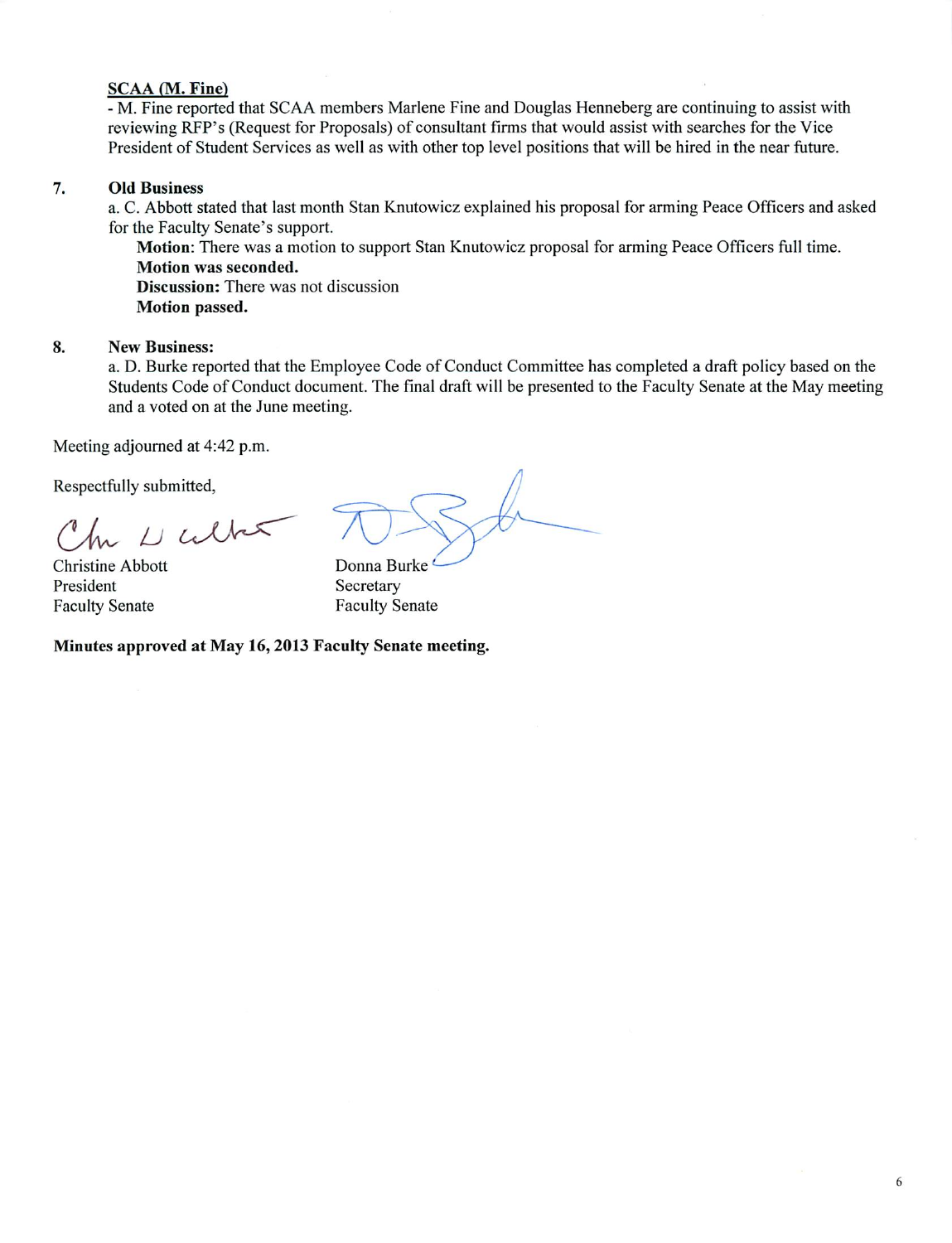**SCAA (M. Fine)**

- M. Fine reported that SCAA members Marlene Fine and Douglas Henneberg are continuing to assist with reviewing RFP's (Request for Proposals) of consultant firms that would assist with searches for the Vice President of Student Services as well as with other top level positions that will be hired in the near future.

**7. Old Business**

a. C. Abbott stated that last month Stan Knutowicz explained his proposal for arming Peace Officers and asked for the Faculty Senate's support.

**Motion**: There was a motion to support Stan Knutowicz proposal for arming Peace Officers full time.
**Motion was seconded.**
**Discussion:** There was not discussion
**Motion passed.**

**8. New Business:**

a. D. Burke reported that the Employee Code of Conduct Committee has completed a draft policy based on the Students Code of Conduct document. The final draft will be presented to the Faculty Senate at the May meeting and a voted on at the June meeting.

Meeting adjourned at 4:42 p.m.

Respectfully submitted,

Christine Abbott
President
Faculty Senate

Donna Burke
Secretary
Faculty Senate

**Minutes approved at May 16, 2013 Faculty Senate meeting.**